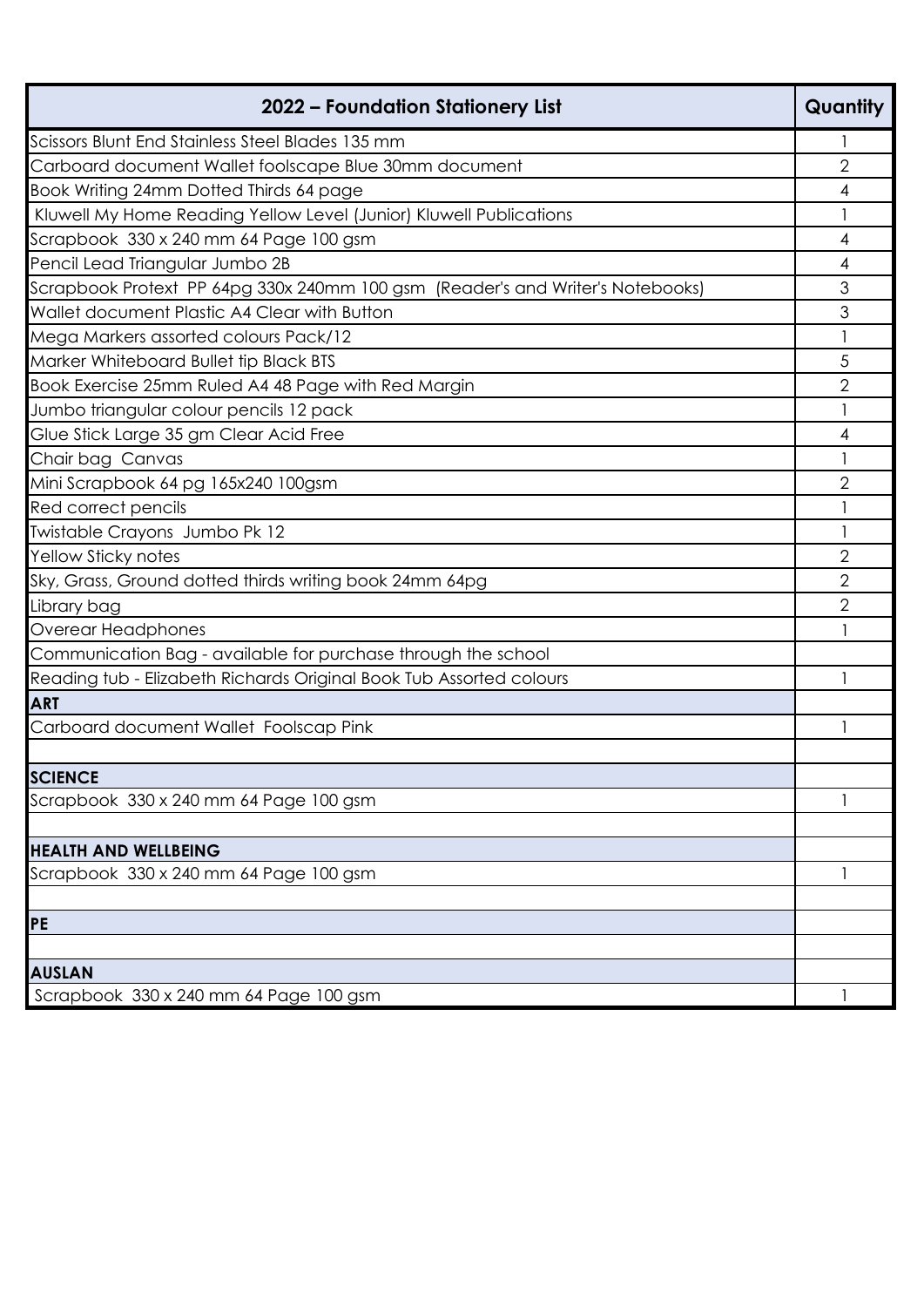| 2022 – Foundation Stationery List | Quantity |
| --- | --- |
| Scissors Blunt End Stainless Steel Blades 135 mm | 1 |
| Carboard document Wallet foolscape Blue 30mm document | 2 |
| Book Writing 24mm Dotted Thirds 64 page | 4 |
| Kluwell My Home Reading Yellow Level (Junior) Kluwell Publications | 1 |
| Scrapbook 330 x 240 mm 64 Page 100 gsm | 4 |
| Pencil Lead Triangular Jumbo 2B | 4 |
| Scrapbook Protext PP 64pg 330x 240mm 100 gsm (Reader's and Writer's Notebooks) | 3 |
| Wallet document Plastic A4 Clear with Button | 3 |
| Mega Markers assorted colours Pack/12 | 1 |
| Marker Whiteboard Bullet tip Black BTS | 5 |
| Book Exercise 25mm Ruled A4 48 Page with Red Margin | 2 |
| Jumbo triangular colour pencils 12 pack | 1 |
| Glue Stick Large 35 gm Clear Acid Free | 4 |
| Chair bag Canvas | 1 |
| Mini Scrapbook 64 pg 165x240 100gsm | 2 |
| Red correct pencils | 1 |
| Twistable Crayons Jumbo Pk 12 | 1 |
| Yellow Sticky notes | 2 |
| Sky, Grass, Ground dotted thirds writing book 24mm 64pg | 2 |
| Library bag | 2 |
| Overear Headphones | 1 |
| Communication Bag - available for purchase through the school | |
| Reading tub - Elizabeth Richards Original Book Tub Assorted colours | 1 |
| **ART** | |
| Carboard document Wallet Foolscap Pink | 1 |
| | |
| **SCIENCE** | |
| Scrapbook 330 x 240 mm 64 Page 100 gsm | 1 |
| | |
| **HEALTH AND WELLBEING** | |
| Scrapbook 330 x 240 mm 64 Page 100 gsm | 1 |
| | |
| **PE** | |
| | |
| **AUSLAN** | |
| Scrapbook 330 x 240 mm 64 Page 100 gsm | 1 |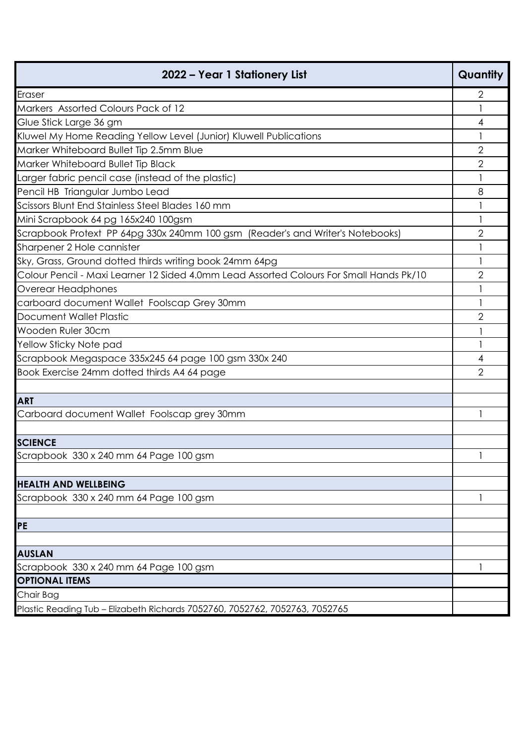| 2022 – Year 1 Stationery List | Quantity |
|---|---|
| Eraser | 2 |
| Markers Assorted Colours Pack of 12 | 1 |
| Glue Stick Large 36 gm | 4 |
| Kluwel My Home Reading Yellow Level (Junior) Kluwell Publications | 1 |
| Marker Whiteboard Bullet Tip 2.5mm Blue | 2 |
| Marker Whiteboard Bullet Tip Black | 2 |
| Larger fabric pencil case (instead of the plastic) | 1 |
| Pencil HB Triangular Jumbo Lead | 8 |
| Scissors Blunt End Stainless Steel Blades 160 mm | 1 |
| Mini Scrapbook 64 pg 165x240 100gsm | 1 |
| Scrapbook Protext PP 64pg 330x 240mm 100 gsm (Reader's and Writer's Notebooks) | 2 |
| Sharpener 2 Hole cannister | 1 |
| Sky, Grass, Ground dotted thirds writing book 24mm 64pg | 1 |
| Colour Pencil - Maxi Learner 12 Sided 4.0mm Lead Assorted Colours For Small Hands Pk/10 | 2 |
| Overear Headphones | 1 |
| carboard document Wallet Foolscap Grey 30mm | 1 |
| Document Wallet Plastic | 2 |
| Wooden Ruler 30cm | 1 |
| Yellow Sticky Note pad | 1 |
| Scrapbook Megaspace 335x245 64 page 100 gsm 330x 240 | 4 |
| Book Exercise 24mm dotted thirds A4 64 page | 2 |
| | |
| **ART** | |
| Carboard document Wallet Foolscap grey 30mm | 1 |
| | |
| **SCIENCE** | |
| Scrapbook 330 x 240 mm 64 Page 100 gsm | 1 |
| | |
| **HEALTH AND WELLBEING** | |
| Scrapbook 330 x 240 mm 64 Page 100 gsm | 1 |
| | |
| **PE** | |
| | |
| **AUSLAN** | |
| Scrapbook 330 x 240 mm 64 Page 100 gsm | 1 |
| **OPTIONAL ITEMS** | |
| Chair Bag | |
| Plastic Reading Tub – Elizabeth Richards 7052760, 7052762, 7052763, 7052765 | |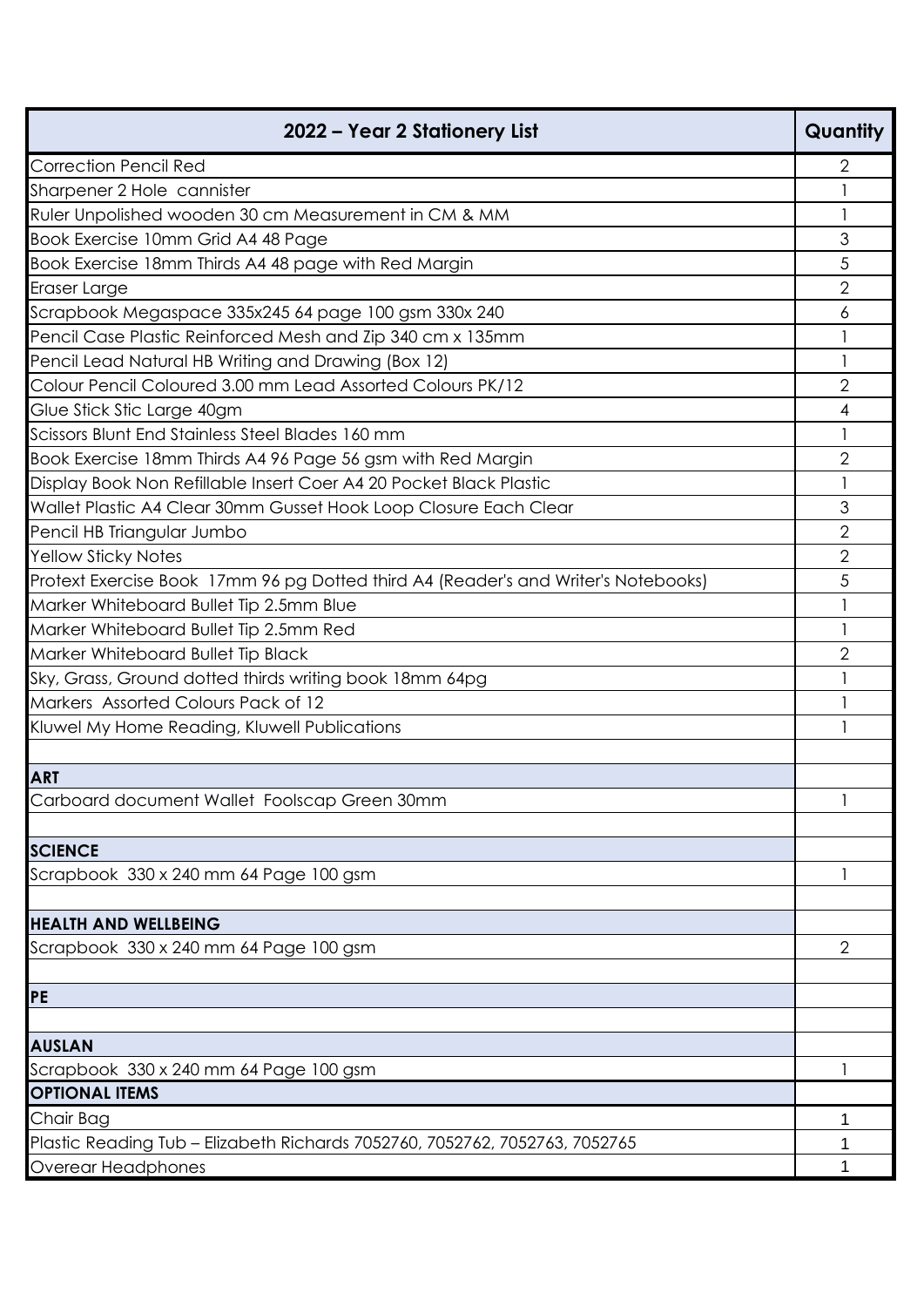| 2022 – Year 2 Stationery List | Quantity |
|---|---|
| Correction Pencil Red | 2 |
| Sharpener 2 Hole  cannister | 1 |
| Ruler Unpolished wooden 30 cm Measurement in CM & MM | 1 |
| Book Exercise 10mm Grid A4 48 Page | 3 |
| Book Exercise 18mm Thirds A4 48 page with Red Margin | 5 |
| Eraser Large | 2 |
| Scrapbook Megaspace 335x245 64 page 100 gsm 330x 240 | 6 |
| Pencil Case Plastic Reinforced Mesh and Zip 340 cm x 135mm | 1 |
| Pencil Lead Natural HB Writing and Drawing (Box 12) | 1 |
| Colour Pencil Coloured 3.00 mm Lead Assorted Colours PK/12 | 2 |
| Glue Stick Stic Large 40gm | 4 |
| Scissors Blunt End Stainless Steel Blades 160 mm | 1 |
| Book Exercise 18mm Thirds A4 96 Page 56 gsm with Red Margin | 2 |
| Display Book Non Refillable Insert Coer A4 20 Pocket Black Plastic | 1 |
| Wallet Plastic A4 Clear 30mm Gusset Hook Loop Closure Each Clear | 3 |
| Pencil HB Triangular Jumbo | 2 |
| Yellow Sticky Notes | 2 |
| Protext Exercise Book  17mm 96 pg Dotted third A4 (Reader's and Writer's Notebooks) | 5 |
| Marker Whiteboard Bullet Tip 2.5mm Blue | 1 |
| Marker Whiteboard Bullet Tip 2.5mm Red | 1 |
| Marker Whiteboard Bullet Tip Black | 2 |
| Sky, Grass, Ground dotted thirds writing book 18mm 64pg | 1 |
| Markers  Assorted Colours Pack of 12 | 1 |
| Kluwel My Home Reading, Kluwell Publications | 1 |
| | |
| **ART** | |
| Carboard document Wallet  Foolscap Green 30mm | 1 |
| | |
| **SCIENCE** | |
| Scrapbook  330 x 240 mm 64 Page 100 gsm | 1 |
| | |
| **HEALTH AND WELLBEING** | |
| Scrapbook  330 x 240 mm 64 Page 100 gsm | 2 |
| | |
| **PE** | |
| | |
| **AUSLAN** | |
| Scrapbook  330 x 240 mm 64 Page 100 gsm | 1 |
| **OPTIONAL ITEMS** | |
| Chair Bag | 1 |
| Plastic Reading Tub – Elizabeth Richards 7052760, 7052762, 7052763, 7052765 | 1 |
| Overear Headphones | 1 |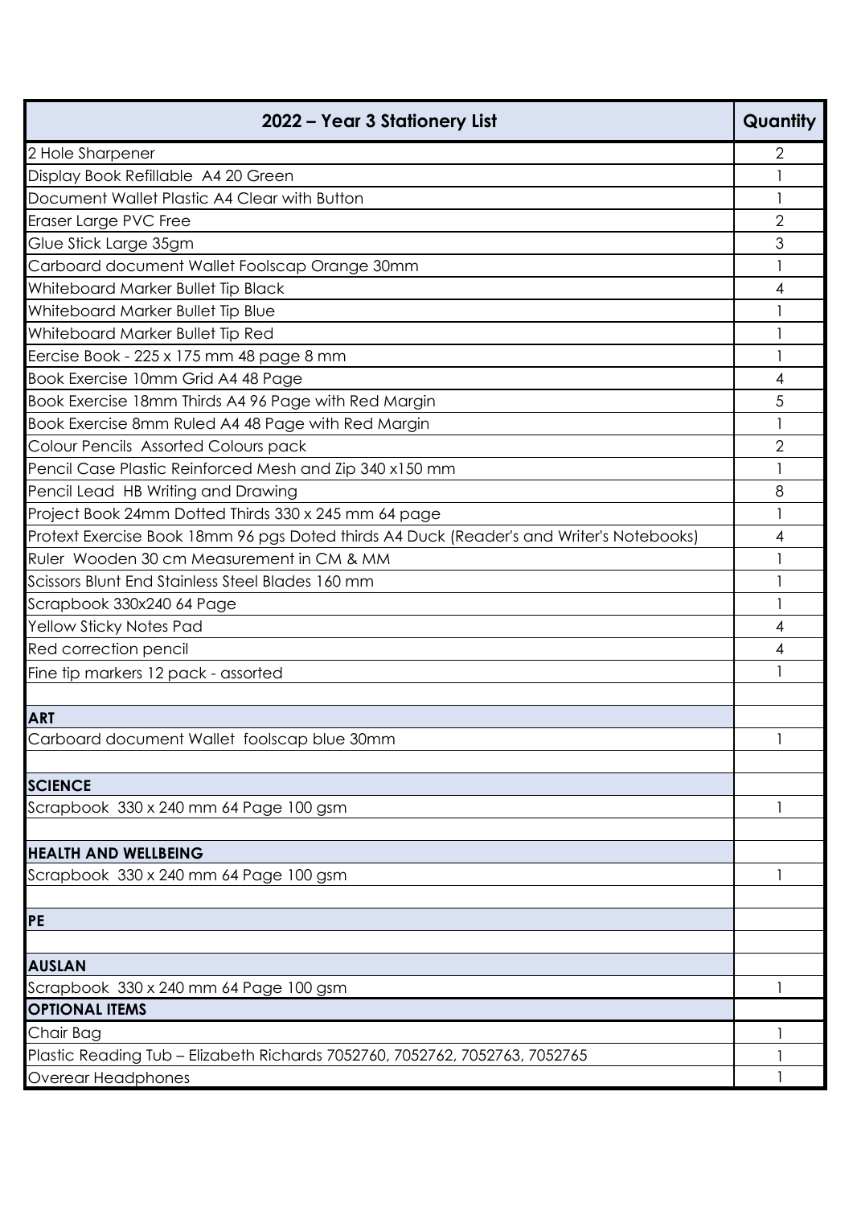| 2022 – Year 3 Stationery List | Quantity |
|---|---|
| 2 Hole Sharpener | 2 |
| Display Book Refillable A4 20 Green | 1 |
| Document Wallet Plastic A4 Clear with Button | 1 |
| Eraser Large PVC Free | 2 |
| Glue Stick Large 35gm | 3 |
| Carboard document Wallet Foolscap Orange 30mm | 1 |
| Whiteboard Marker Bullet Tip Black | 4 |
| Whiteboard Marker Bullet Tip Blue | 1 |
| Whiteboard Marker Bullet Tip Red | 1 |
| Eercise Book - 225 x 175 mm 48 page 8 mm | 1 |
| Book Exercise 10mm Grid A4 48 Page | 4 |
| Book Exercise 18mm Thirds A4 96 Page with Red Margin | 5 |
| Book Exercise 8mm Ruled A4 48 Page with Red Margin | 1 |
| Colour Pencils Assorted Colours pack | 2 |
| Pencil Case Plastic Reinforced Mesh and Zip 340 x150 mm | 1 |
| Pencil Lead HB Writing and Drawing | 8 |
| Project Book 24mm Dotted Thirds 330 x 245 mm 64 page | 1 |
| Protext Exercise Book 18mm 96 pgs Doted thirds A4 Duck (Reader's and Writer's Notebooks) | 4 |
| Ruler Wooden 30 cm Measurement in CM & MM | 1 |
| Scissors Blunt End Stainless Steel Blades 160 mm | 1 |
| Scrapbook 330x240 64 Page | 1 |
| Yellow Sticky Notes Pad | 4 |
| Red correction pencil | 4 |
| Fine tip markers 12 pack - assorted | 1 |
| | |
| **ART** | |
| Carboard document Wallet foolscap blue 30mm | 1 |
| | |
| **SCIENCE** | |
| Scrapbook 330 x 240 mm 64 Page 100 gsm | 1 |
| | |
| **HEALTH AND WELLBEING** | |
| Scrapbook 330 x 240 mm 64 Page 100 gsm | 1 |
| | |
| **PE** | |
| | |
| **AUSLAN** | |
| Scrapbook 330 x 240 mm 64 Page 100 gsm | 1 |
| **OPTIONAL ITEMS** | |
| Chair Bag | 1 |
| Plastic Reading Tub – Elizabeth Richards 7052760, 7052762, 7052763, 7052765 | 1 |
| Overear Headphones | 1 |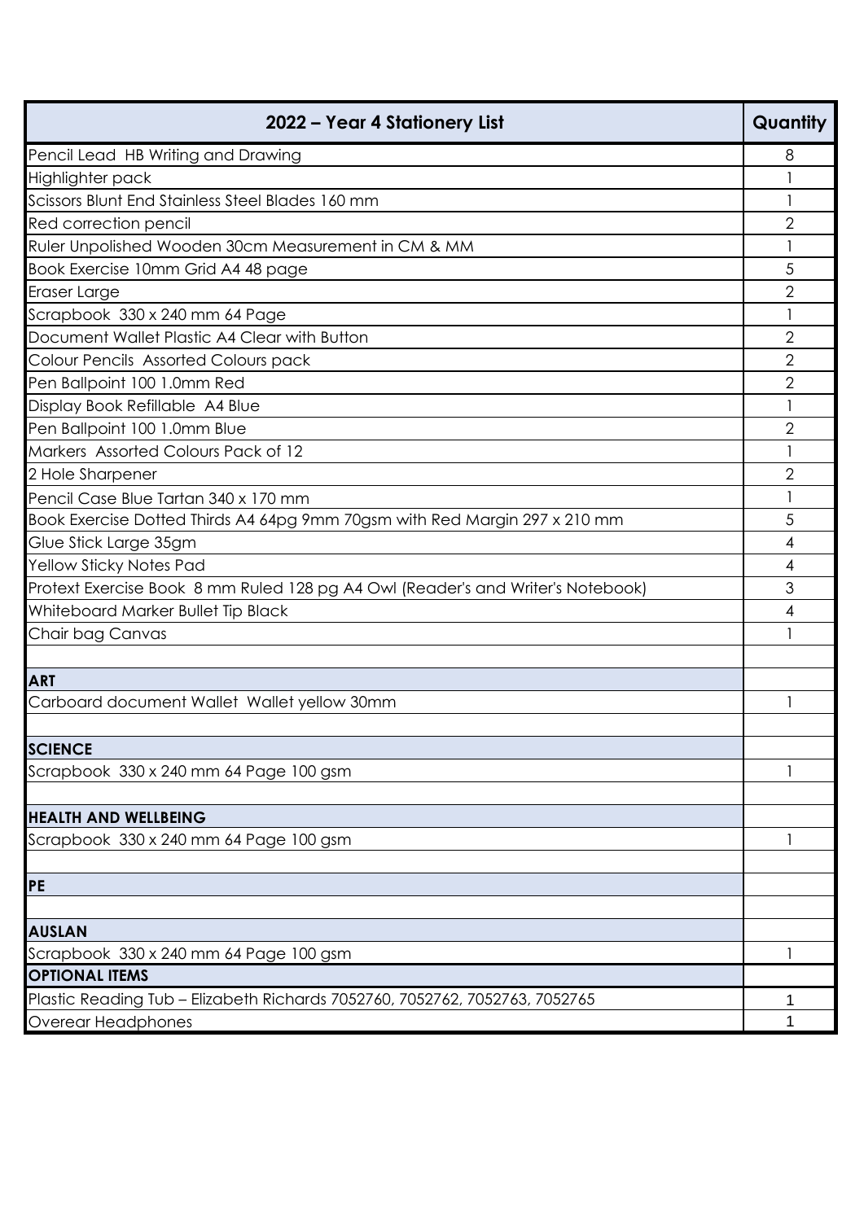| 2022 – Year 4 Stationery List | Quantity |
|---|---|
| Pencil Lead HB Writing and Drawing | 8 |
| Highlighter pack | 1 |
| Scissors Blunt End Stainless Steel Blades 160 mm | 1 |
| Red correction pencil | 2 |
| Ruler Unpolished Wooden 30cm Measurement in CM & MM | 1 |
| Book Exercise 10mm Grid A4 48 page | 5 |
| Eraser Large | 2 |
| Scrapbook 330 x 240 mm 64 Page | 1 |
| Document Wallet Plastic A4 Clear with Button | 2 |
| Colour Pencils Assorted Colours pack | 2 |
| Pen Ballpoint 100 1.0mm Red | 2 |
| Display Book Refillable A4 Blue | 1 |
| Pen Ballpoint 100 1.0mm Blue | 2 |
| Markers Assorted Colours Pack of 12 | 1 |
| 2 Hole Sharpener | 2 |
| Pencil Case Blue Tartan 340 x 170 mm | 1 |
| Book Exercise Dotted Thirds A4 64pg 9mm 70gsm with Red Margin 297 x 210 mm | 5 |
| Glue Stick Large 35gm | 4 |
| Yellow Sticky Notes Pad | 4 |
| Protext Exercise Book 8 mm Ruled 128 pg A4 Owl (Reader's and Writer's Notebook) | 3 |
| Whiteboard Marker Bullet Tip Black | 4 |
| Chair bag Canvas | 1 |
| | |
| **ART** | |
| Carboard document Wallet Wallet yellow 30mm | 1 |
| | |
| **SCIENCE** | |
| Scrapbook 330 x 240 mm 64 Page 100 gsm | 1 |
| | |
| **HEALTH AND WELLBEING** | |
| Scrapbook 330 x 240 mm 64 Page 100 gsm | 1 |
| | |
| **PE** | |
| | |
| **AUSLAN** | |
| Scrapbook 330 x 240 mm 64 Page 100 gsm | 1 |
| **OPTIONAL ITEMS** | |
| Plastic Reading Tub – Elizabeth Richards 7052760, 7052762, 7052763, 7052765 | 1 |
| Overear Headphones | 1 |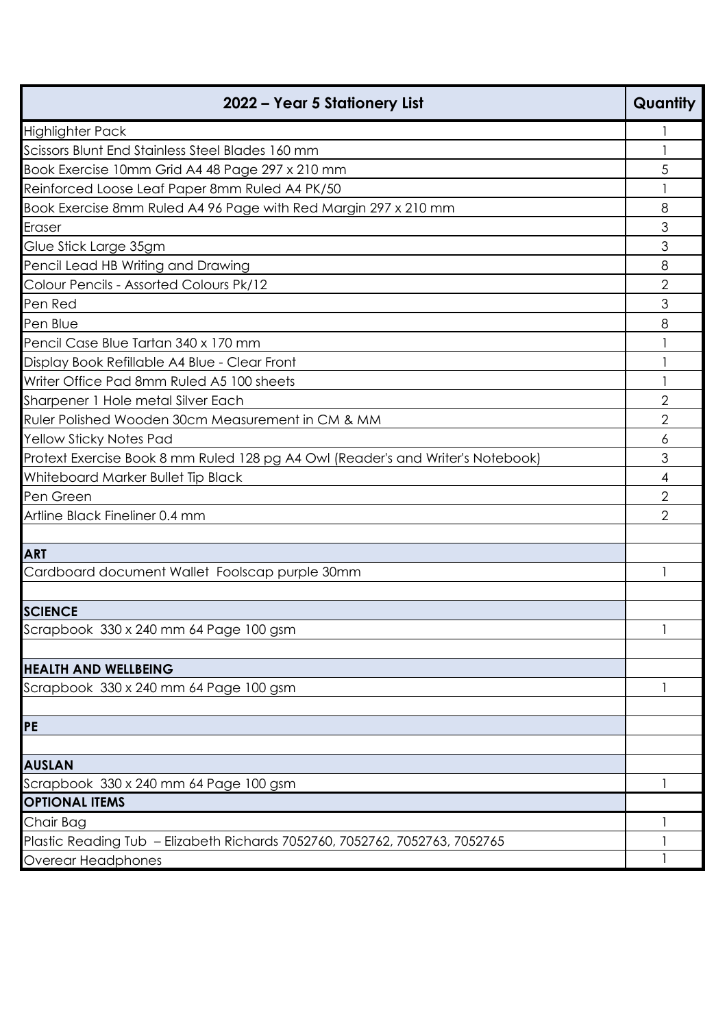| 2022 – Year 5 Stationery List | Quantity |
| --- | --- |
| Highlighter Pack | 1 |
| Scissors Blunt End Stainless Steel Blades 160 mm | 1 |
| Book Exercise 10mm Grid A4 48 Page 297 x 210 mm | 5 |
| Reinforced Loose Leaf Paper 8mm Ruled A4 PK/50 | 1 |
| Book Exercise 8mm Ruled A4 96 Page with Red Margin 297 x 210 mm | 8 |
| Eraser | 3 |
| Glue Stick Large 35gm | 3 |
| Pencil Lead HB Writing and Drawing | 8 |
| Colour Pencils - Assorted Colours Pk/12 | 2 |
| Pen Red | 3 |
| Pen Blue | 8 |
| Pencil Case Blue Tartan 340 x 170 mm | 1 |
| Display Book Refillable A4 Blue - Clear Front | 1 |
| Writer Office Pad 8mm Ruled A5 100 sheets | 1 |
| Sharpener 1 Hole metal Silver Each | 2 |
| Ruler Polished Wooden 30cm Measurement in CM & MM | 2 |
| Yellow Sticky Notes Pad | 6 |
| Protext Exercise Book 8 mm Ruled 128 pg A4 Owl (Reader's and Writer's Notebook) | 3 |
| Whiteboard Marker Bullet Tip Black | 4 |
| Pen Green | 2 |
| Artline Black Fineliner 0.4 mm | 2 |
| | |
| **ART** | |
| Cardboard document Wallet Foolscap purple 30mm | 1 |
| | |
| **SCIENCE** | |
| Scrapbook 330 x 240 mm 64 Page 100 gsm | 1 |
| | |
| **HEALTH AND WELLBEING** | |
| Scrapbook 330 x 240 mm 64 Page 100 gsm | 1 |
| | |
| **PE** | |
| | |
| **AUSLAN** | |
| Scrapbook 330 x 240 mm 64 Page 100 gsm | 1 |
| **OPTIONAL ITEMS** | |
| Chair Bag | 1 |
| Plastic Reading Tub – Elizabeth Richards 7052760, 7052762, 7052763, 7052765 | 1 |
| Overear Headphones | 1 |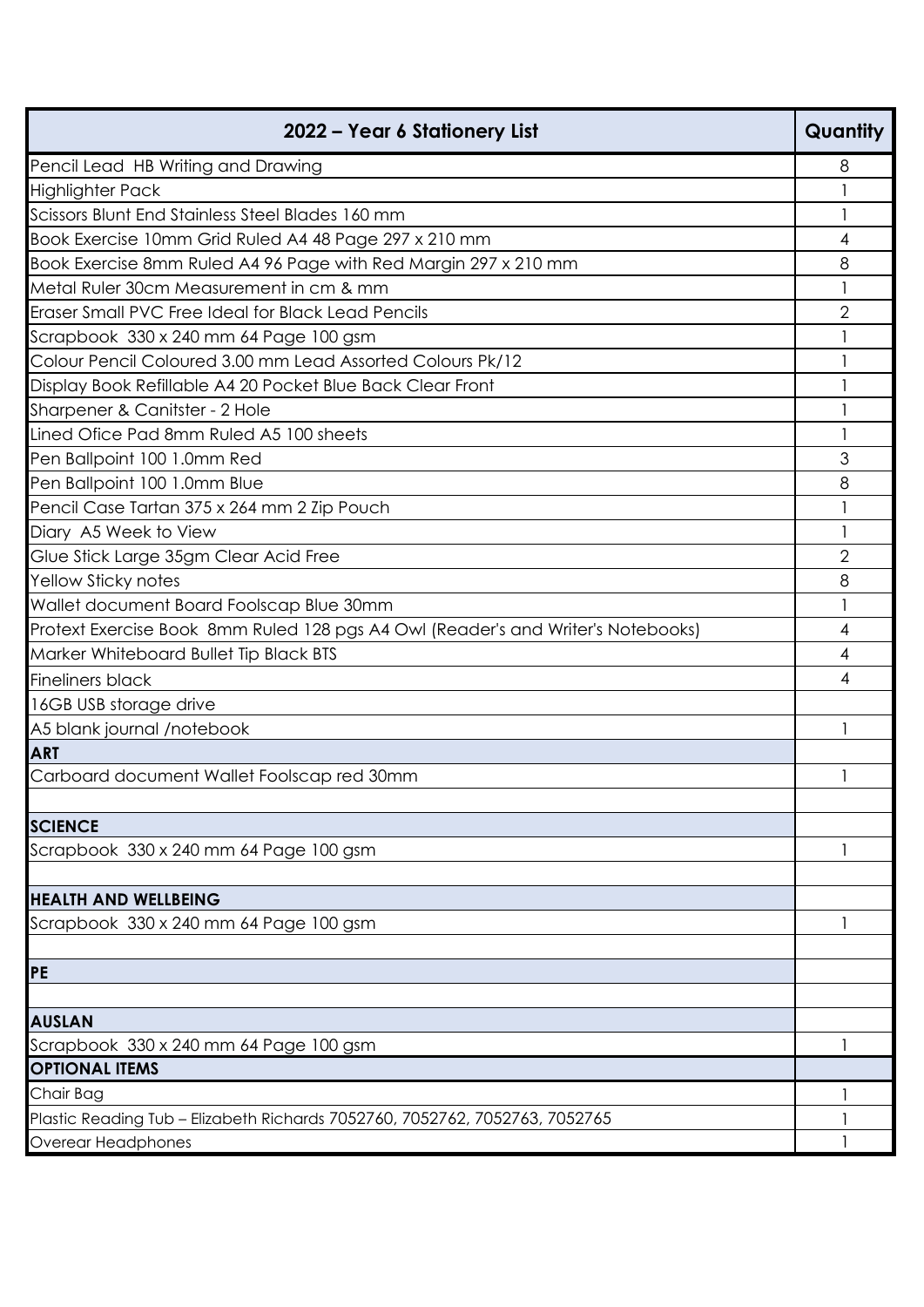| 2022 – Year 6 Stationery List | Quantity |
|---|---|
| Pencil Lead HB Writing and Drawing | 8 |
| Highlighter Pack | 1 |
| Scissors Blunt End Stainless Steel Blades 160 mm | 1 |
| Book Exercise 10mm Grid Ruled A4 48 Page 297 x 210 mm | 4 |
| Book Exercise 8mm Ruled A4 96 Page with Red Margin 297 x 210 mm | 8 |
| Metal Ruler 30cm Measurement in cm & mm | 1 |
| Eraser Small PVC Free Ideal for Black Lead Pencils | 2 |
| Scrapbook 330 x 240 mm 64 Page 100 gsm | 1 |
| Colour Pencil Coloured 3.00 mm Lead Assorted Colours Pk/12 | 1 |
| Display Book Refillable A4 20 Pocket Blue Back Clear Front | 1 |
| Sharpener & Canitster - 2 Hole | 1 |
| Lined Ofice Pad 8mm Ruled A5 100 sheets | 1 |
| Pen Ballpoint 100 1.0mm Red | 3 |
| Pen Ballpoint 100 1.0mm Blue | 8 |
| Pencil Case Tartan 375 x 264 mm 2 Zip Pouch | 1 |
| Diary A5 Week to View | 1 |
| Glue Stick Large 35gm Clear Acid Free | 2 |
| Yellow Sticky notes | 8 |
| Wallet document Board Foolscap Blue 30mm | 1 |
| Protext Exercise Book 8mm Ruled 128 pgs A4 Owl (Reader's and Writer's Notebooks) | 4 |
| Marker Whiteboard Bullet Tip Black BTS | 4 |
| Fineliners black | 4 |
| 16GB USB storage drive | |
| A5 blank journal /notebook | 1 |
| **ART** | |
| Carboard document Wallet Foolscap red 30mm | 1 |
| | |
| **SCIENCE** | |
| Scrapbook 330 x 240 mm 64 Page 100 gsm | 1 |
| | |
| **HEALTH AND WELLBEING** | |
| Scrapbook 330 x 240 mm 64 Page 100 gsm | 1 |
| | |
| **PE** | |
| | |
| **AUSLAN** | |
| Scrapbook 330 x 240 mm 64 Page 100 gsm | 1 |
| **OPTIONAL ITEMS** | |
| Chair Bag | 1 |
| Plastic Reading Tub – Elizabeth Richards 7052760, 7052762, 7052763, 7052765 | 1 |
| Overear Headphones | 1 |